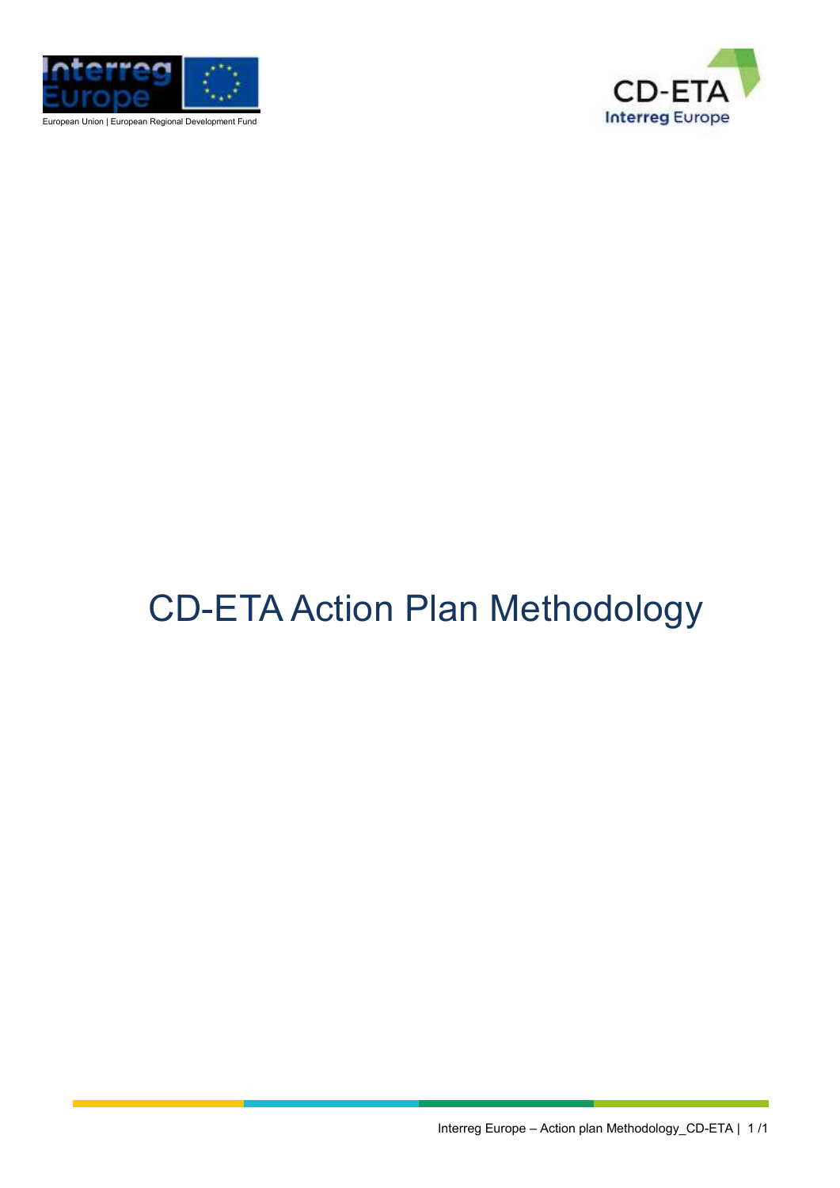# CD-ETA Action Plan Methodology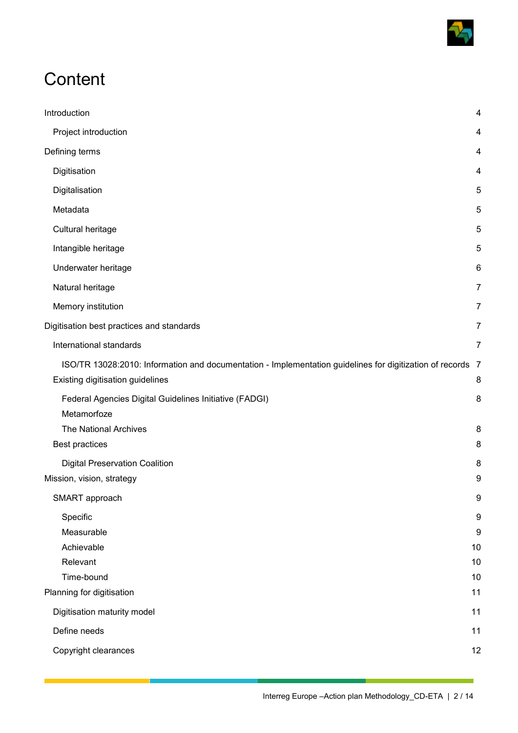# Content

- Introduction 4
  - Project introduction 4
- Defining terms 4
  - Digitisation 4
  - Digitalisation 5
  - Metadata 5
  - Cultural heritage 5
  - Intangible heritage 5
  - Underwater heritage 6
  - Natural heritage 7
  - Memory institution 7
- Digitisation best practices and standards 7
  - International standards 7
    - ISO/TR 13028:2010: Information and documentation - Implementation guidelines for digitization of records 7
  - Existing digitisation guidelines 8
    - Federal Agencies Digital Guidelines Initiative (FADGI) 8
    - Metamorfoze
    - The National Archives 8
  - Best practices 8
    - Digital Preservation Coalition 8
- Mission, vision, strategy 9
  - SMART approach 9
    - Specific 9
    - Measurable 9
    - Achievable 10
    - Relevant 10
    - Time-bound 10
- Planning for digitisation 11
  - Digitisation maturity model 11
  - Define needs 11
  - Copyright clearances 12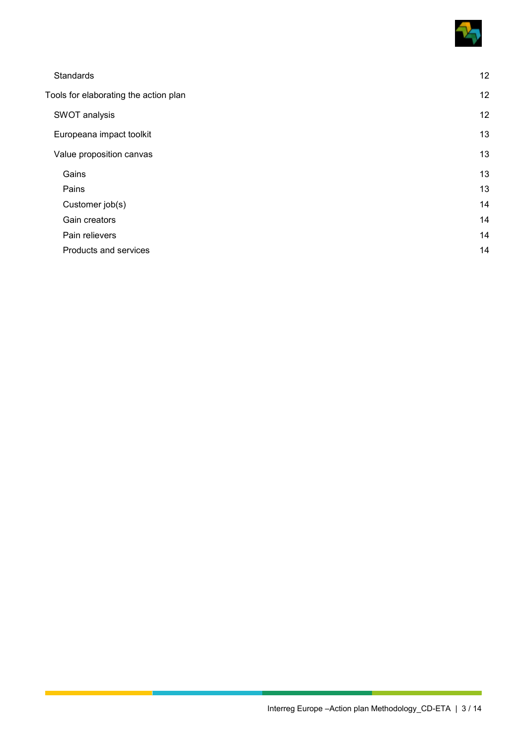- Standards 12
- Tools for elaborating the action plan 12
  - SWOT analysis 12
  - Europeana impact toolkit 13
  - Value proposition canvas 13
    - Gains 13
    - Pains 13
    - Customer job(s) 14
    - Gain creators 14
    - Pain relievers 14
    - Products and services 14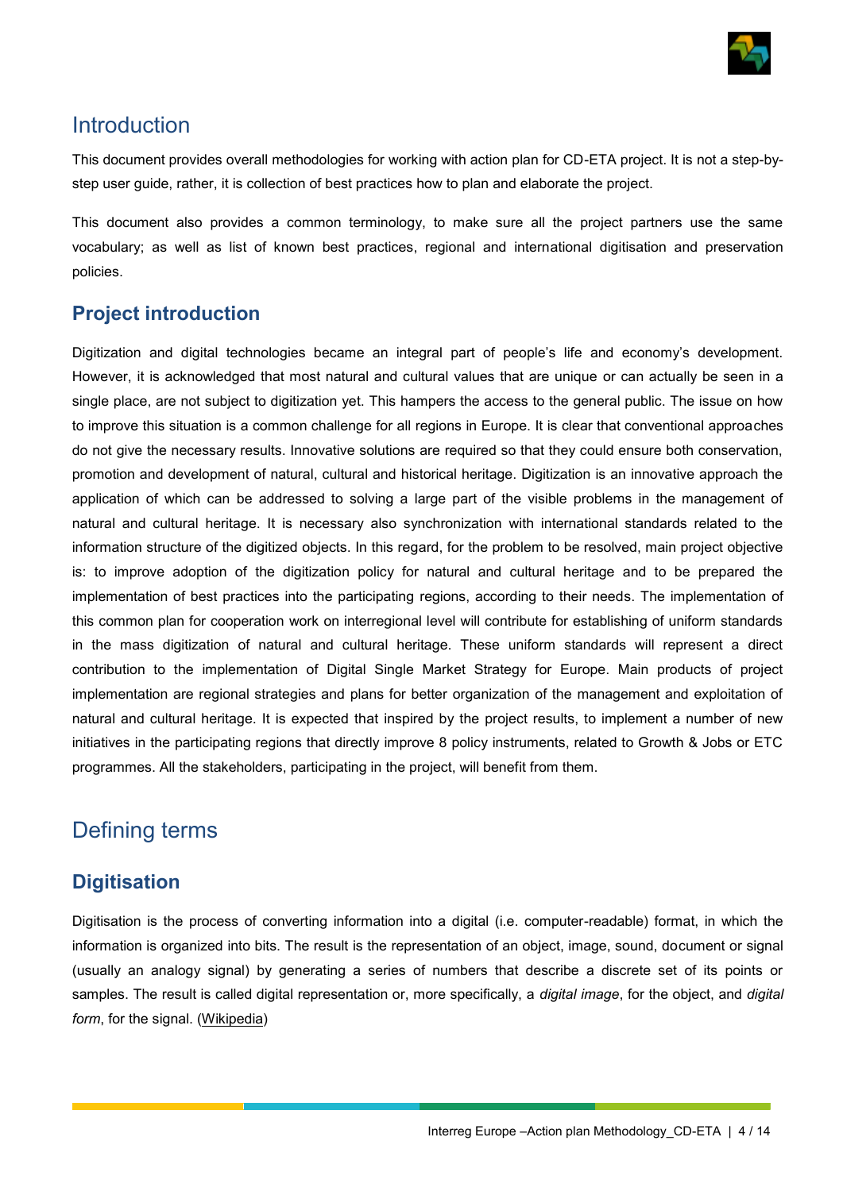# Introduction

This document provides overall methodologies for working with action plan for CD-ETA project. It is not a step-by-step user guide, rather, it is collection of best practices how to plan and elaborate the project.

This document also provides a common terminology, to make sure all the project partners use the same vocabulary; as well as list of known best practices, regional and international digitisation and preservation policies.

## Project introduction

Digitization and digital technologies became an integral part of people's life and economy's development. However, it is acknowledged that most natural and cultural values that are unique or can actually be seen in a single place, are not subject to digitization yet. This hampers the access to the general public. The issue on how to improve this situation is a common challenge for all regions in Europe. It is clear that conventional approaches do not give the necessary results. Innovative solutions are required so that they could ensure both conservation, promotion and development of natural, cultural and historical heritage. Digitization is an innovative approach the application of which can be addressed to solving a large part of the visible problems in the management of natural and cultural heritage. It is necessary also synchronization with international standards related to the information structure of the digitized objects. In this regard, for the problem to be resolved, main project objective is: to improve adoption of the digitization policy for natural and cultural heritage and to be prepared the implementation of best practices into the participating regions, according to their needs. The implementation of this common plan for cooperation work on interregional level will contribute for establishing of uniform standards in the mass digitization of natural and cultural heritage. These uniform standards will represent a direct contribution to the implementation of Digital Single Market Strategy for Europe. Main products of project implementation are regional strategies and plans for better organization of the management and exploitation of natural and cultural heritage. It is expected that inspired by the project results, to implement a number of new initiatives in the participating regions that directly improve 8 policy instruments, related to Growth & Jobs or ETC programmes. All the stakeholders, participating in the project, will benefit from them.

# Defining terms

## Digitisation

Digitisation is the process of converting information into a digital (i.e. computer-readable) format, in which the information is organized into bits. The result is the representation of an object, image, sound, document or signal (usually an analogy signal) by generating a series of numbers that describe a discrete set of its points or samples. The result is called digital representation or, more specifically, a *digital image*, for the object, and *digital form*, for the signal. (Wikipedia)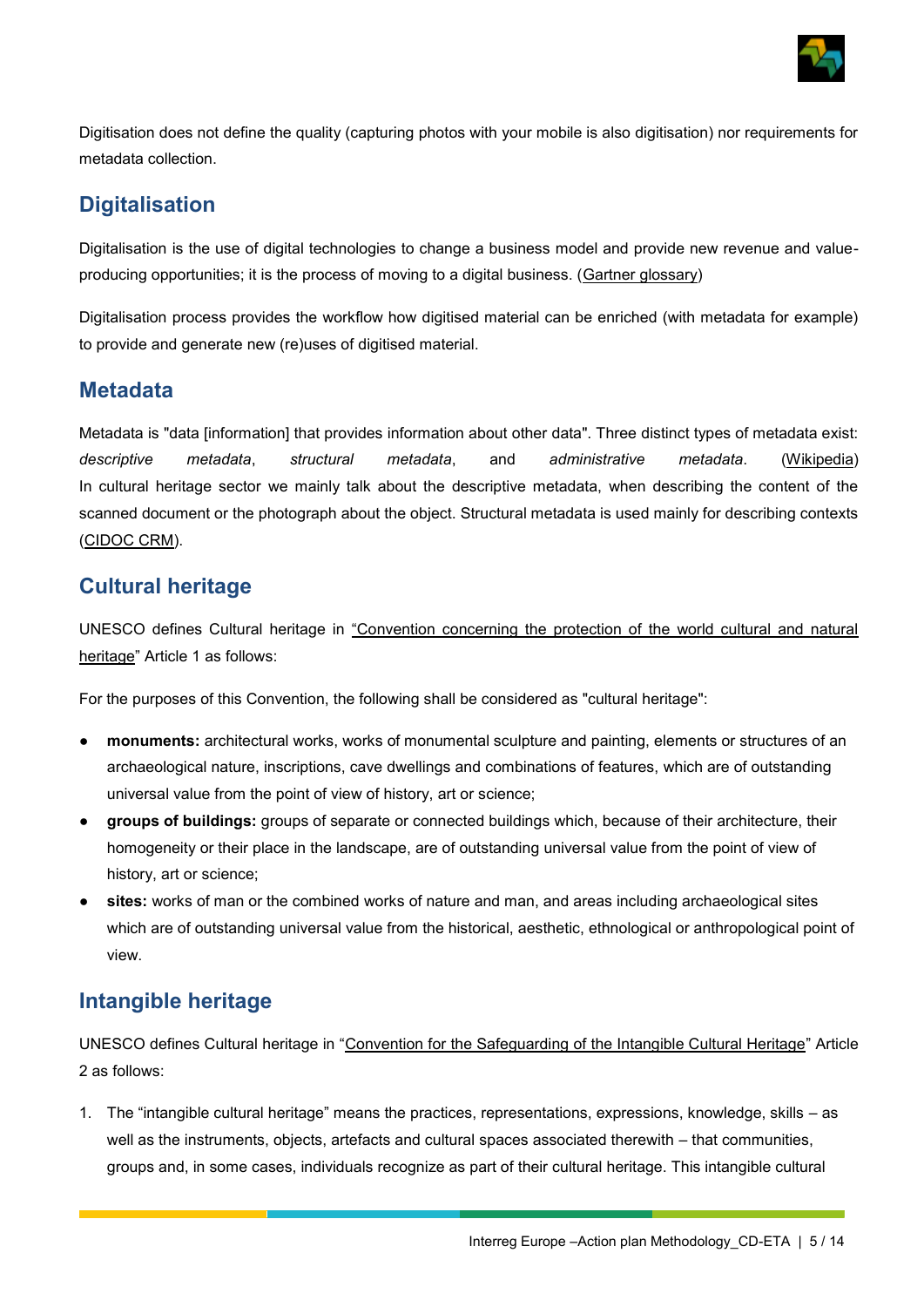Digitisation does not define the quality (capturing photos with your mobile is also digitisation) nor requirements for metadata collection.

## Digitalisation

Digitalisation is the use of digital technologies to change a business model and provide new revenue and value-producing opportunities; it is the process of moving to a digital business. (Gartner glossary)

Digitalisation process provides the workflow how digitised material can be enriched (with metadata for example) to provide and generate new (re)uses of digitised material.

## Metadata

Metadata is "data [information] that provides information about other data". Three distinct types of metadata exist: *descriptive metadata*, *structural metadata*, and *administrative metadata*. (Wikipedia) In cultural heritage sector we mainly talk about the descriptive metadata, when describing the content of the scanned document or the photograph about the object. Structural metadata is used mainly for describing contexts (CIDOC CRM).

## Cultural heritage

UNESCO defines Cultural heritage in "Convention concerning the protection of the world cultural and natural heritage" Article 1 as follows:

For the purposes of this Convention, the following shall be considered as "cultural heritage":

- **monuments:** architectural works, works of monumental sculpture and painting, elements or structures of an archaeological nature, inscriptions, cave dwellings and combinations of features, which are of outstanding universal value from the point of view of history, art or science;
- **groups of buildings:** groups of separate or connected buildings which, because of their architecture, their homogeneity or their place in the landscape, are of outstanding universal value from the point of view of history, art or science;
- **sites:** works of man or the combined works of nature and man, and areas including archaeological sites which are of outstanding universal value from the historical, aesthetic, ethnological or anthropological point of view.

## Intangible heritage

UNESCO defines Cultural heritage in "Convention for the Safeguarding of the Intangible Cultural Heritage" Article 2 as follows:

1. The "intangible cultural heritage" means the practices, representations, expressions, knowledge, skills – as well as the instruments, objects, artefacts and cultural spaces associated therewith – that communities, groups and, in some cases, individuals recognize as part of their cultural heritage. This intangible cultural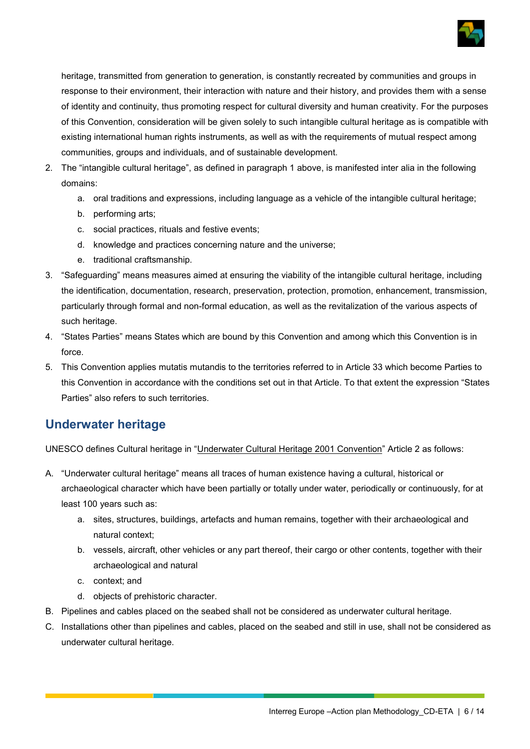heritage, transmitted from generation to generation, is constantly recreated by communities and groups in response to their environment, their interaction with nature and their history, and provides them with a sense of identity and continuity, thus promoting respect for cultural diversity and human creativity. For the purposes of this Convention, consideration will be given solely to such intangible cultural heritage as is compatible with existing international human rights instruments, as well as with the requirements of mutual respect among communities, groups and individuals, and of sustainable development.

2. The “intangible cultural heritage”, as defined in paragraph 1 above, is manifested inter alia in the following domains:
   a. oral traditions and expressions, including language as a vehicle of the intangible cultural heritage;
   b. performing arts;
   c. social practices, rituals and festive events;
   d. knowledge and practices concerning nature and the universe;
   e. traditional craftsmanship.
3. “Safeguarding” means measures aimed at ensuring the viability of the intangible cultural heritage, including the identification, documentation, research, preservation, protection, promotion, enhancement, transmission, particularly through formal and non-formal education, as well as the revitalization of the various aspects of such heritage.
4. “States Parties” means States which are bound by this Convention and among which this Convention is in force.
5. This Convention applies mutatis mutandis to the territories referred to in Article 33 which become Parties to this Convention in accordance with the conditions set out in that Article. To that extent the expression “States Parties” also refers to such territories.

## Underwater heritage

UNESCO defines Cultural heritage in “Underwater Cultural Heritage 2001 Convention” Article 2 as follows:

A. “Underwater cultural heritage” means all traces of human existence having a cultural, historical or archaeological character which have been partially or totally under water, periodically or continuously, for at least 100 years such as:
   a. sites, structures, buildings, artefacts and human remains, together with their archaeological and natural context;
   b. vessels, aircraft, other vehicles or any part thereof, their cargo or other contents, together with their archaeological and natural
   c. context; and
   d. objects of prehistoric character.
B. Pipelines and cables placed on the seabed shall not be considered as underwater cultural heritage.
C. Installations other than pipelines and cables, placed on the seabed and still in use, shall not be considered as underwater cultural heritage.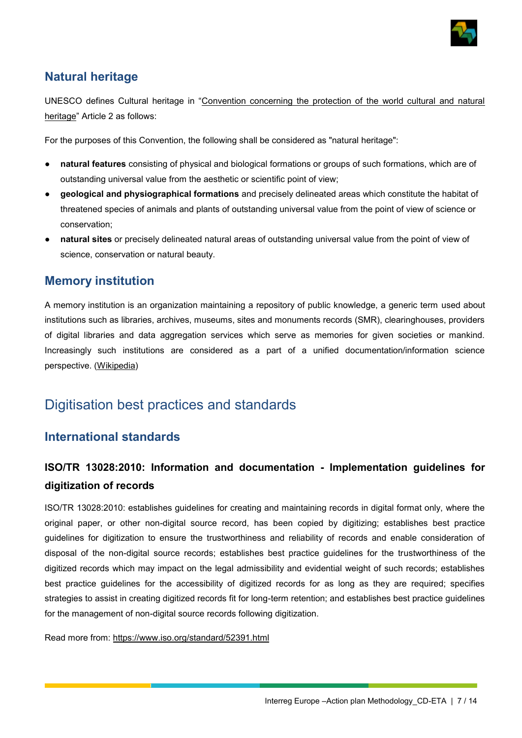## Natural heritage

UNESCO defines Cultural heritage in "Convention concerning the protection of the world cultural and natural heritage" Article 2 as follows:

For the purposes of this Convention, the following shall be considered as "natural heritage":

- **natural features** consisting of physical and biological formations or groups of such formations, which are of outstanding universal value from the aesthetic or scientific point of view;
- **geological and physiographical formations** and precisely delineated areas which constitute the habitat of threatened species of animals and plants of outstanding universal value from the point of view of science or conservation;
- **natural sites** or precisely delineated natural areas of outstanding universal value from the point of view of science, conservation or natural beauty.

## Memory institution

A memory institution is an organization maintaining a repository of public knowledge, a generic term used about institutions such as libraries, archives, museums, sites and monuments records (SMR), clearinghouses, providers of digital libraries and data aggregation services which serve as memories for given societies or mankind. Increasingly such institutions are considered as a part of a unified documentation/information science perspective. (Wikipedia)

# Digitisation best practices and standards

## International standards

### ISO/TR 13028:2010: Information and documentation - Implementation guidelines for digitization of records

ISO/TR 13028:2010: establishes guidelines for creating and maintaining records in digital format only, where the original paper, or other non-digital source record, has been copied by digitizing; establishes best practice guidelines for digitization to ensure the trustworthiness and reliability of records and enable consideration of disposal of the non-digital source records; establishes best practice guidelines for the trustworthiness of the digitized records which may impact on the legal admissibility and evidential weight of such records; establishes best practice guidelines for the accessibility of digitized records for as long as they are required; specifies strategies to assist in creating digitized records fit for long-term retention; and establishes best practice guidelines for the management of non-digital source records following digitization.

Read more from: https://www.iso.org/standard/52391.html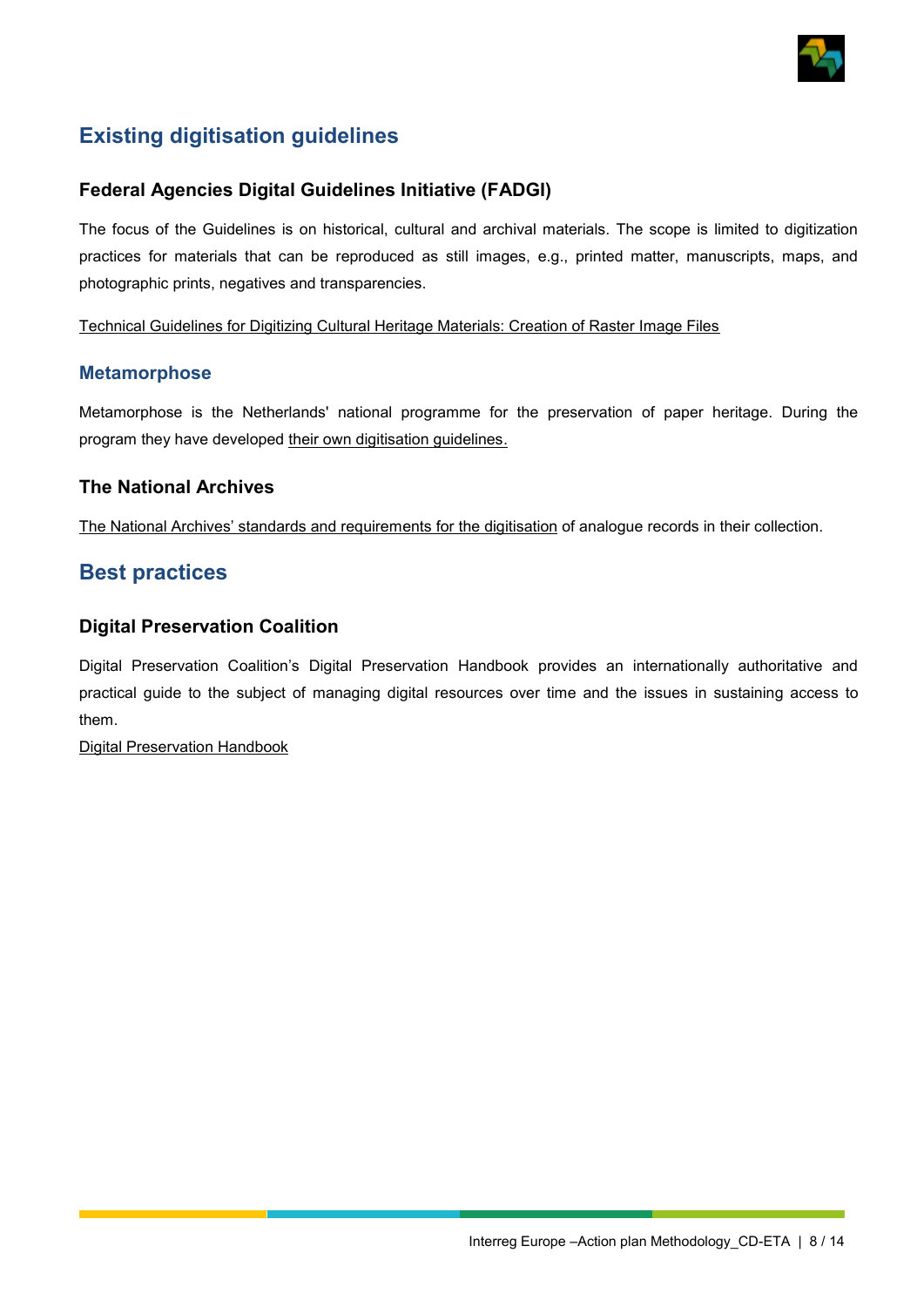## Existing digitisation guidelines

### Federal Agencies Digital Guidelines Initiative (FADGI)

The focus of the Guidelines is on historical, cultural and archival materials. The scope is limited to digitization practices for materials that can be reproduced as still images, e.g., printed matter, manuscripts, maps, and photographic prints, negatives and transparencies.

Technical Guidelines for Digitizing Cultural Heritage Materials: Creation of Raster Image Files

### Metamorphose

Metamorphose is the Netherlands' national programme for the preservation of paper heritage. During the program they have developed their own digitisation guidelines.

### The National Archives

The National Archives' standards and requirements for the digitisation of analogue records in their collection.

## Best practices

### Digital Preservation Coalition

Digital Preservation Coalition's Digital Preservation Handbook provides an internationally authoritative and practical guide to the subject of managing digital resources over time and the issues in sustaining access to them.

Digital Preservation Handbook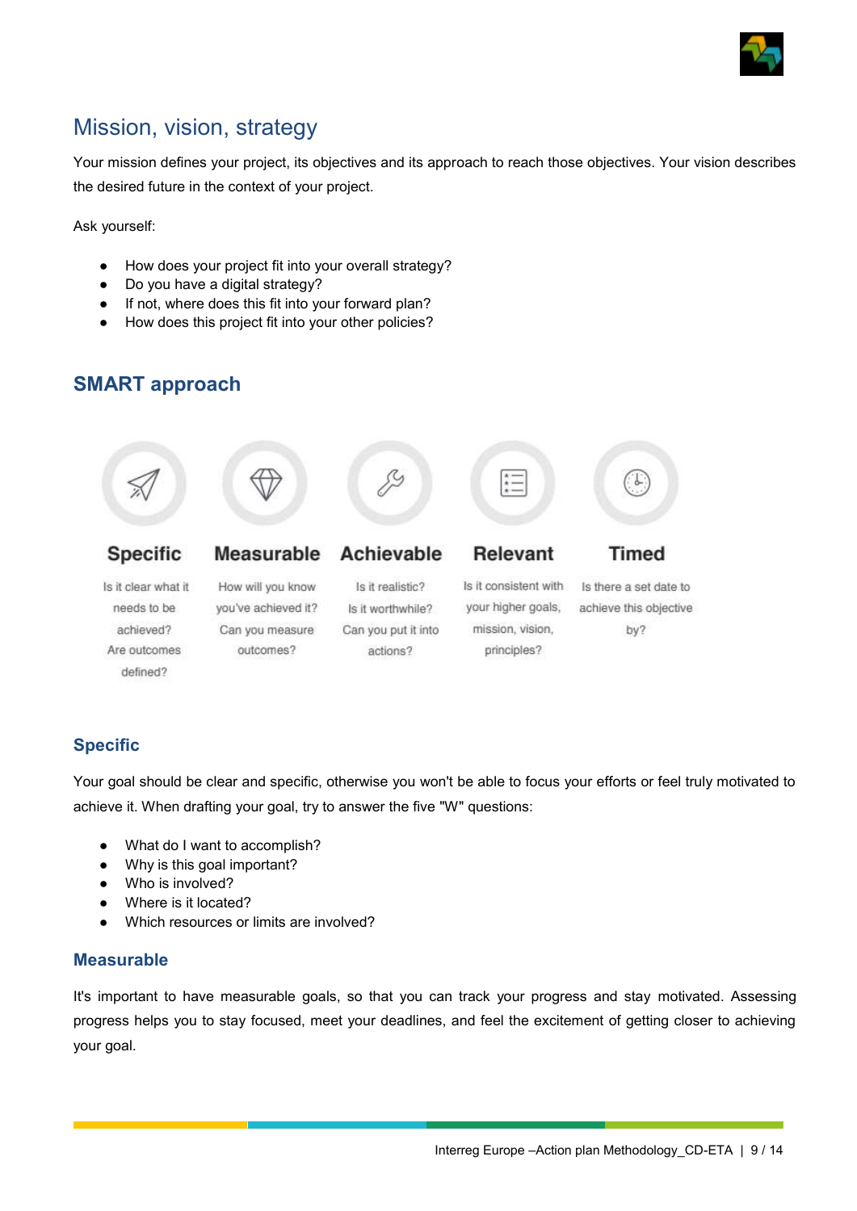## Mission, vision, strategy

Your mission defines your project, its objectives and its approach to reach those objectives. Your vision describes the desired future in the context of your project.

Ask yourself:

- How does your project fit into your overall strategy?
- Do you have a digital strategy?
- If not, where does this fit into your forward plan?
- How does this project fit into your other policies?

## SMART approach

**Specific**
Is it clear what it needs to be achieved? Are outcomes defined?

**Measurable**
How will you know you've achieved it? Can you measure outcomes?

**Achievable**
Is it realistic? Is it worthwhile? Can you put it into actions?

**Relevant**
Is it consistent with your higher goals, mission, vision, principles?

**Timed**
Is there a set date to achieve this objective by?

### Specific

Your goal should be clear and specific, otherwise you won't be able to focus your efforts or feel truly motivated to achieve it. When drafting your goal, try to answer the five "W" questions:

- What do I want to accomplish?
- Why is this goal important?
- Who is involved?
- Where is it located?
- Which resources or limits are involved?

### Measurable

It's important to have measurable goals, so that you can track your progress and stay motivated. Assessing progress helps you to stay focused, meet your deadlines, and feel the excitement of getting closer to achieving your goal.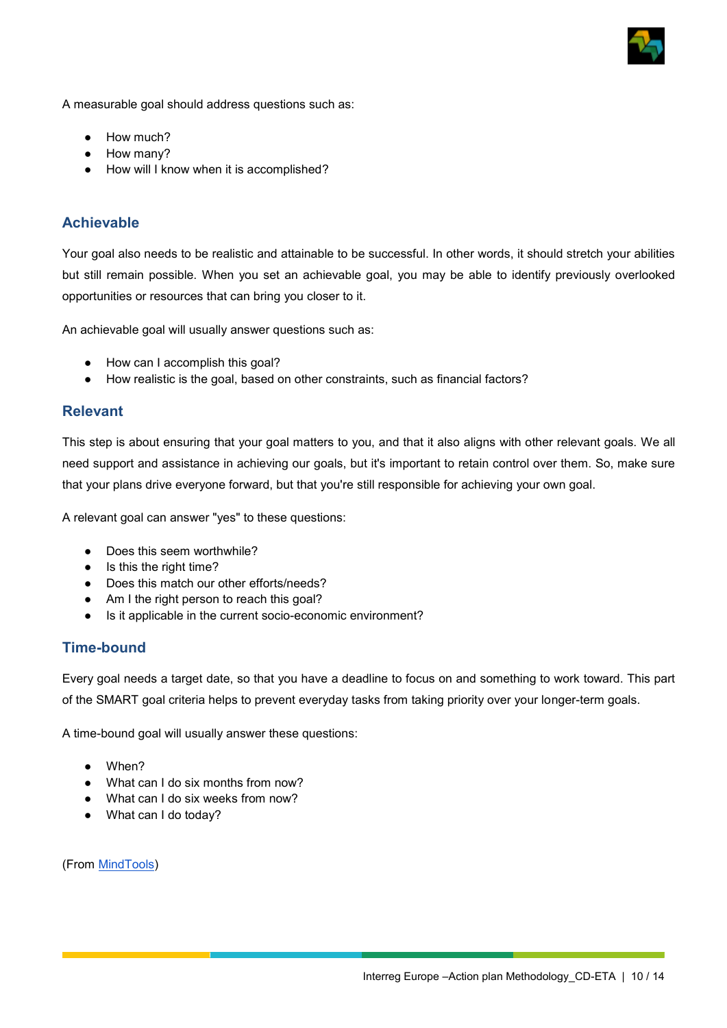A measurable goal should address questions such as:

- How much?
- How many?
- How will I know when it is accomplished?

### Achievable

Your goal also needs to be realistic and attainable to be successful. In other words, it should stretch your abilities but still remain possible. When you set an achievable goal, you may be able to identify previously overlooked opportunities or resources that can bring you closer to it.

An achievable goal will usually answer questions such as:

- How can I accomplish this goal?
- How realistic is the goal, based on other constraints, such as financial factors?

### Relevant

This step is about ensuring that your goal matters to you, and that it also aligns with other relevant goals. We all need support and assistance in achieving our goals, but it's important to retain control over them. So, make sure that your plans drive everyone forward, but that you're still responsible for achieving your own goal.

A relevant goal can answer "yes" to these questions:

- Does this seem worthwhile?
- Is this the right time?
- Does this match our other efforts/needs?
- Am I the right person to reach this goal?
- Is it applicable in the current socio-economic environment?

### Time-bound

Every goal needs a target date, so that you have a deadline to focus on and something to work toward. This part of the SMART goal criteria helps to prevent everyday tasks from taking priority over your longer-term goals.

A time-bound goal will usually answer these questions:

- When?
- What can I do six months from now?
- What can I do six weeks from now?
- What can I do today?

(From MindTools)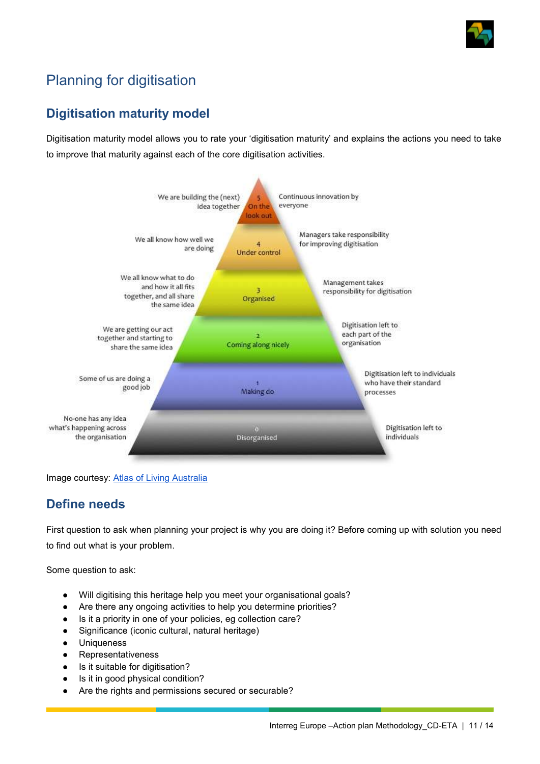# Planning for digitisation

## Digitisation maturity model

Digitisation maturity model allows you to rate your 'digitisation maturity' and explains the actions you need to take to improve that maturity against each of the core digitisation activities.

| | Level | |
|---|---|---|
| We are building the (next) idea together | 5 On the look out | Continuous innovation by everyone |
| We all know how well we are doing | 4 Under control | Managers take responsibility for improving digitisation |
| We all know what to do and how it all fits together, and all share the same idea | 3 Organised | Management takes responsibility for digitisation |
| We are getting our act together and starting to share the same idea | 2 Coming along nicely | Digitisation left to each part of the organisation |
| Some of us are doing a good job | 1 Making do | Digitisation left to individuals who have their standard processes |
| No-one has any idea what's happening across the organisation | 0 Disorganised | Digitisation left to individuals |

Image courtesy: Atlas of Living Australia

## Define needs

First question to ask when planning your project is why you are doing it? Before coming up with solution you need to find out what is your problem.

Some question to ask:

- Will digitising this heritage help you meet your organisational goals?
- Are there any ongoing activities to help you determine priorities?
- Is it a priority in one of your policies, eg collection care?
- Significance (iconic cultural, natural heritage)
- Uniqueness
- Representativeness
- Is it suitable for digitisation?
- Is it in good physical condition?
- Are the rights and permissions secured or securable?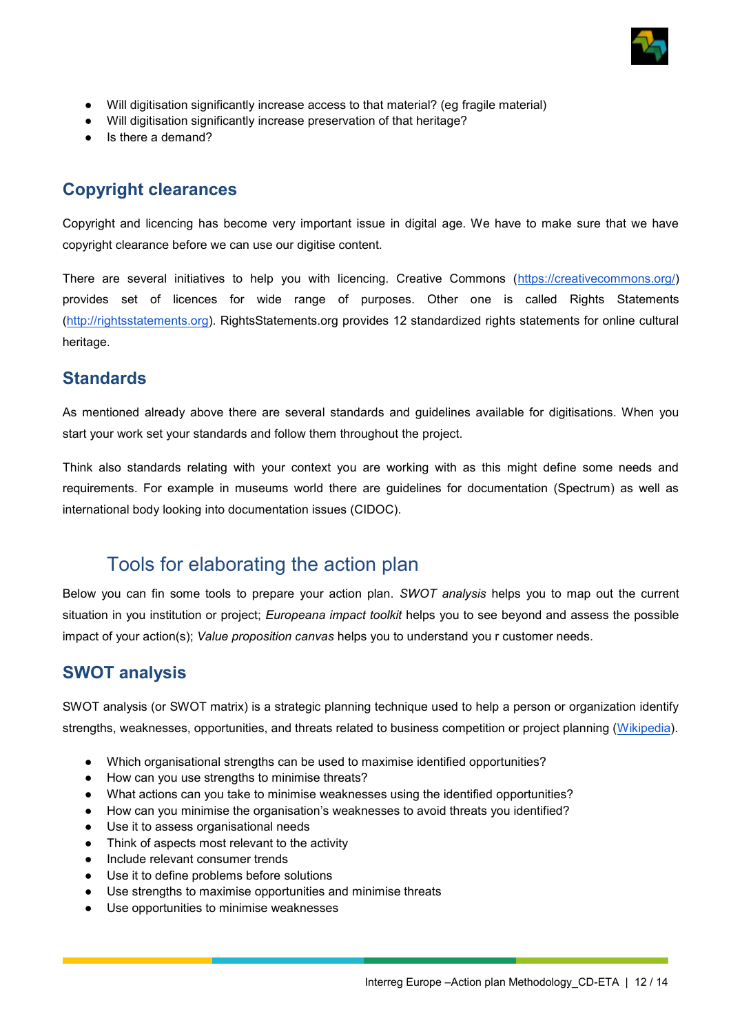- Will digitisation significantly increase access to that material? (eg fragile material)
- Will digitisation significantly increase preservation of that heritage?
- Is there a demand?

## Copyright clearances

Copyright and licencing has become very important issue in digital age. We have to make sure that we have copyright clearance before we can use our digitise content.

There are several initiatives to help you with licencing. Creative Commons ([https://creativecommons.org/](https://creativecommons.org/)) provides set of licences for wide range of purposes. Other one is called Rights Statements ([http://rightsstatements.org](http://rightsstatements.org)). RightsStatements.org provides 12 standardized rights statements for online cultural heritage.

## Standards

As mentioned already above there are several standards and guidelines available for digitisations. When you start your work set your standards and follow them throughout the project.

Think also standards relating with your context you are working with as this might define some needs and requirements. For example in museums world there are guidelines for documentation (Spectrum) as well as international body looking into documentation issues (CIDOC).

# Tools for elaborating the action plan

Below you can fin some tools to prepare your action plan. *SWOT analysis* helps you to map out the current situation in you institution or project; *Europeana impact toolkit* helps you to see beyond and assess the possible impact of your action(s); *Value proposition canvas* helps you to understand you r customer needs.

## SWOT analysis

SWOT analysis (or SWOT matrix) is a strategic planning technique used to help a person or organization identify strengths, weaknesses, opportunities, and threats related to business competition or project planning (Wikipedia).

- Which organisational strengths can be used to maximise identified opportunities?
- How can you use strengths to minimise threats?
- What actions can you take to minimise weaknesses using the identified opportunities?
- How can you minimise the organisation's weaknesses to avoid threats you identified?
- Use it to assess organisational needs
- Think of aspects most relevant to the activity
- Include relevant consumer trends
- Use it to define problems before solutions
- Use strengths to maximise opportunities and minimise threats
- Use opportunities to minimise weaknesses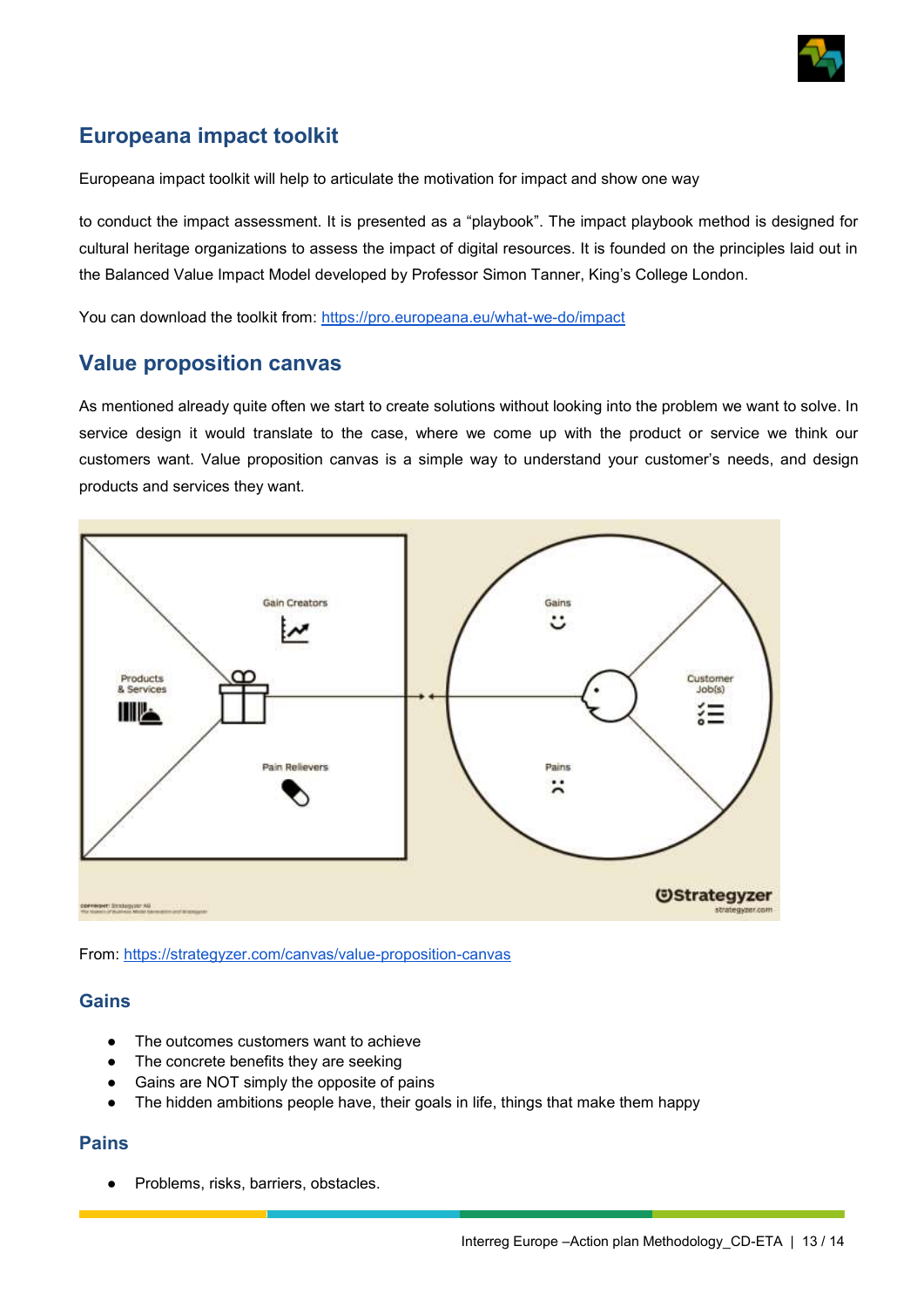## Europeana impact toolkit

Europeana impact toolkit will help to articulate the motivation for impact and show one way

to conduct the impact assessment. It is presented as a “playbook”. The impact playbook method is designed for cultural heritage organizations to assess the impact of digital resources. It is founded on the principles laid out in the Balanced Value Impact Model developed by Professor Simon Tanner, King’s College London.

You can download the toolkit from: https://pro.europeana.eu/what-we-do/impact

## Value proposition canvas

As mentioned already quite often we start to create solutions without looking into the problem we want to solve. In service design it would translate to the case, where we come up with the product or service we think our customers want. Value proposition canvas is a simple way to understand your customer’s needs, and design products and services they want.

From: https://strategyzer.com/canvas/value-proposition-canvas

### Gains

- The outcomes customers want to achieve
- The concrete benefits they are seeking
- Gains are NOT simply the opposite of pains
- The hidden ambitions people have, their goals in life, things that make them happy

### Pains

- Problems, risks, barriers, obstacles.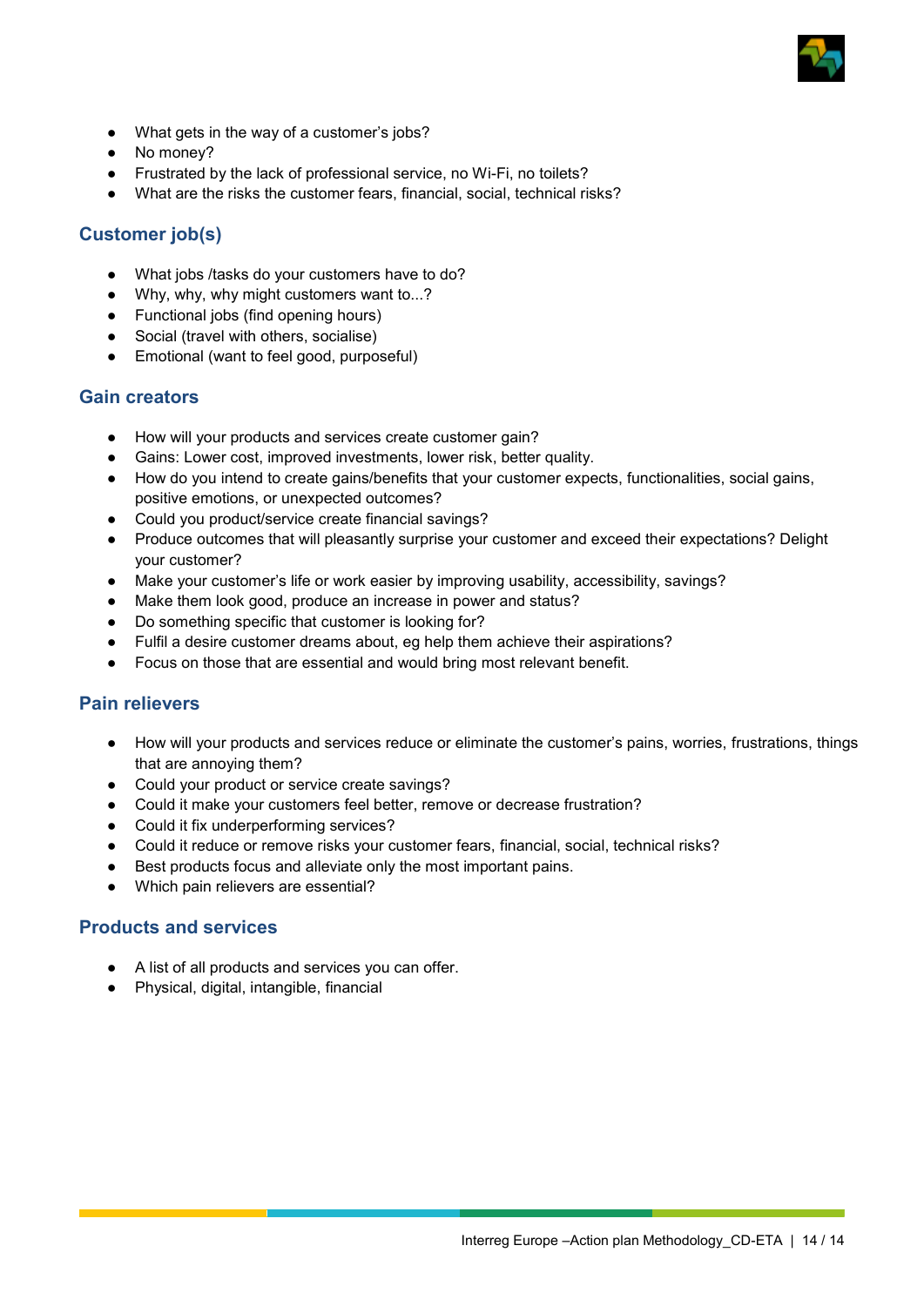- What gets in the way of a customer's jobs?
- No money?
- Frustrated by the lack of professional service, no Wi-Fi, no toilets?
- What are the risks the customer fears, financial, social, technical risks?

## Customer job(s)

- What jobs /tasks do your customers have to do?
- Why, why, why might customers want to...?
- Functional jobs (find opening hours)
- Social (travel with others, socialise)
- Emotional (want to feel good, purposeful)

## Gain creators

- How will your products and services create customer gain?
- Gains: Lower cost, improved investments, lower risk, better quality.
- How do you intend to create gains/benefits that your customer expects, functionalities, social gains, positive emotions, or unexpected outcomes?
- Could you product/service create financial savings?
- Produce outcomes that will pleasantly surprise your customer and exceed their expectations? Delight your customer?
- Make your customer's life or work easier by improving usability, accessibility, savings?
- Make them look good, produce an increase in power and status?
- Do something specific that customer is looking for?
- Fulfil a desire customer dreams about, eg help them achieve their aspirations?
- Focus on those that are essential and would bring most relevant benefit.

## Pain relievers

- How will your products and services reduce or eliminate the customer's pains, worries, frustrations, things that are annoying them?
- Could your product or service create savings?
- Could it make your customers feel better, remove or decrease frustration?
- Could it fix underperforming services?
- Could it reduce or remove risks your customer fears, financial, social, technical risks?
- Best products focus and alleviate only the most important pains.
- Which pain relievers are essential?

## Products and services

- A list of all products and services you can offer.
- Physical, digital, intangible, financial